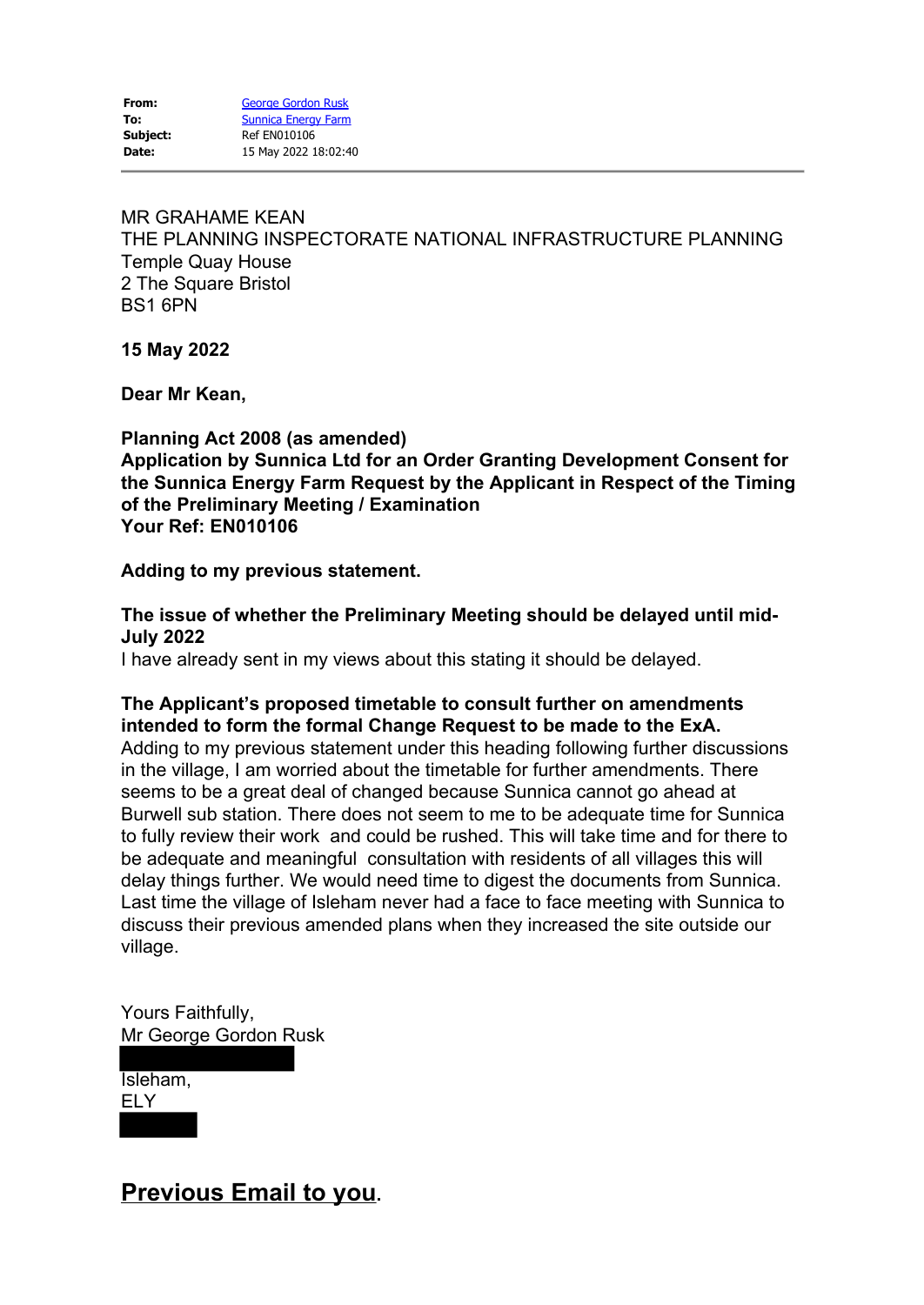| | |
|---|---|
| **From:** | George Gordon Rusk |
| **To:** | Sunnica Energy Farm |
| **Subject:** | Ref EN010106 |
| **Date:** | 15 May 2022 18:02:40 |

---

MR GRAHAME KEAN
THE PLANNING INSPECTORATE NATIONAL INFRASTRUCTURE PLANNING
Temple Quay House
2 The Square Bristol
BS1 6PN

**15 May 2022**

**Dear Mr Kean,**

**Planning Act 2008 (as amended)**
**Application by Sunnica Ltd for an Order Granting Development Consent for the Sunnica Energy Farm Request by the Applicant in Respect of the Timing of the Preliminary Meeting / Examination**
**Your Ref: EN010106**

**Adding to my previous statement.**

**The issue of whether the Preliminary Meeting should be delayed until mid-July 2022**
I have already sent in my views about this stating it should be delayed.

**The Applicant's proposed timetable to consult further on amendments intended to form the formal Change Request to be made to the ExA.**
Adding to my previous statement under this heading following further discussions in the village, I am worried about the timetable for further amendments. There seems to be a great deal of changed because Sunnica cannot go ahead at Burwell sub station. There does not seem to me to be adequate time for Sunnica to fully review their work and could be rushed. This will take time and for there to be adequate and meaningful consultation with residents of all villages this will delay things further. We would need time to digest the documents from Sunnica. Last time the village of Isleham never had a face to face meeting with Sunnica to discuss their previous amended plans when they increased the site outside our village.

Yours Faithfully,
Mr George Gordon Rusk

Isleham,
ELY

## **Previous Email to you**.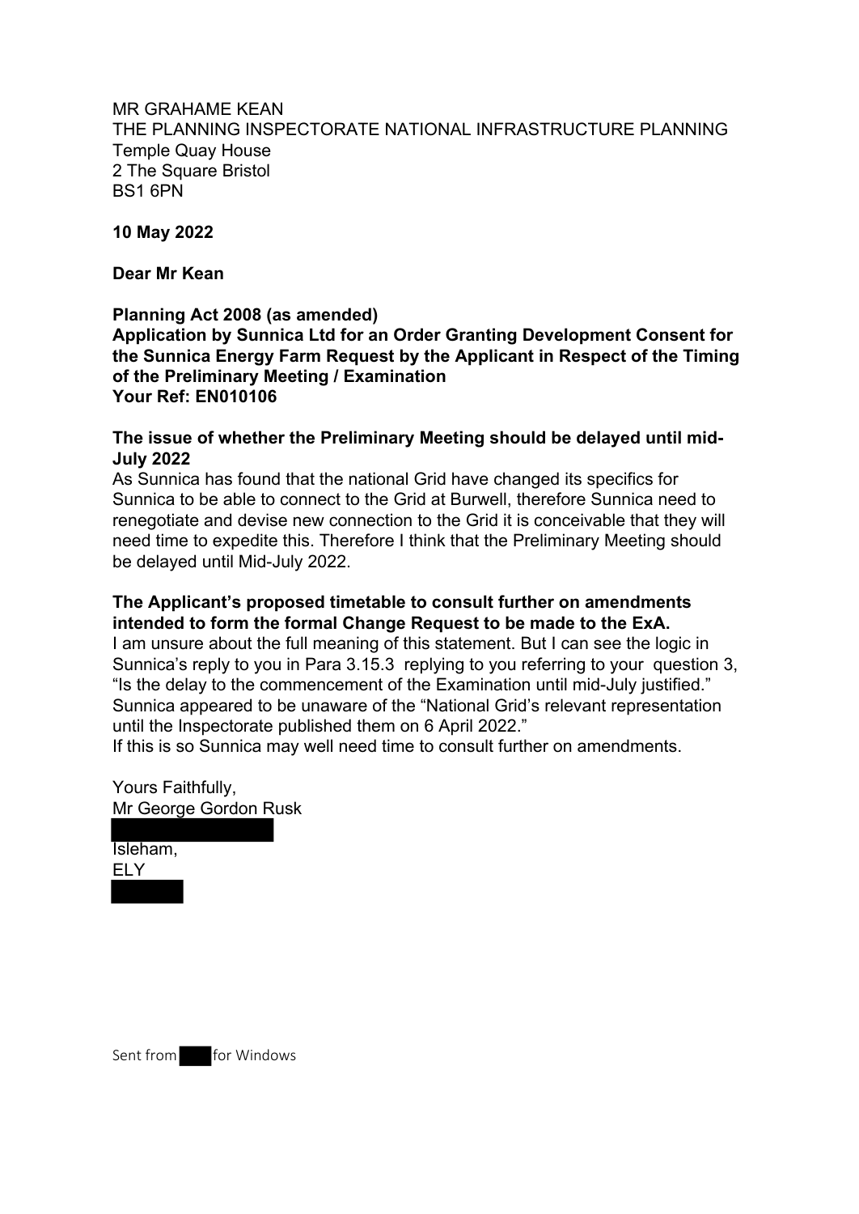MR GRAHAME KEAN
THE PLANNING INSPECTORATE NATIONAL INFRASTRUCTURE PLANNING
Temple Quay House
2 The Square Bristol
BS1 6PN

**10 May 2022**

**Dear Mr Kean**

**Planning Act 2008 (as amended)**
**Application by Sunnica Ltd for an Order Granting Development Consent for the Sunnica Energy Farm Request by the Applicant in Respect of the Timing of the Preliminary Meeting / Examination**
**Your Ref: EN010106**

**The issue of whether the Preliminary Meeting should be delayed until mid-July 2022**

As Sunnica has found that the national Grid have changed its specifics for Sunnica to be able to connect to the Grid at Burwell, therefore Sunnica need to renegotiate and devise new connection to the Grid it is conceivable that they will need time to expedite this. Therefore I think that the Preliminary Meeting should be delayed until Mid-July 2022.

**The Applicant's proposed timetable to consult further on amendments intended to form the formal Change Request to be made to the ExA.**

I am unsure about the full meaning of this statement. But I can see the logic in Sunnica's reply to you in Para 3.15.3 replying to you referring to your question 3, "Is the delay to the commencement of the Examination until mid-July justified." Sunnica appeared to be unaware of the "National Grid's relevant representation until the Inspectorate published them on 6 April 2022."

If this is so Sunnica may well need time to consult further on amendments.

Yours Faithfully,
Mr George Gordon Rusk

Isleham,
ELY

Sent from for Windows